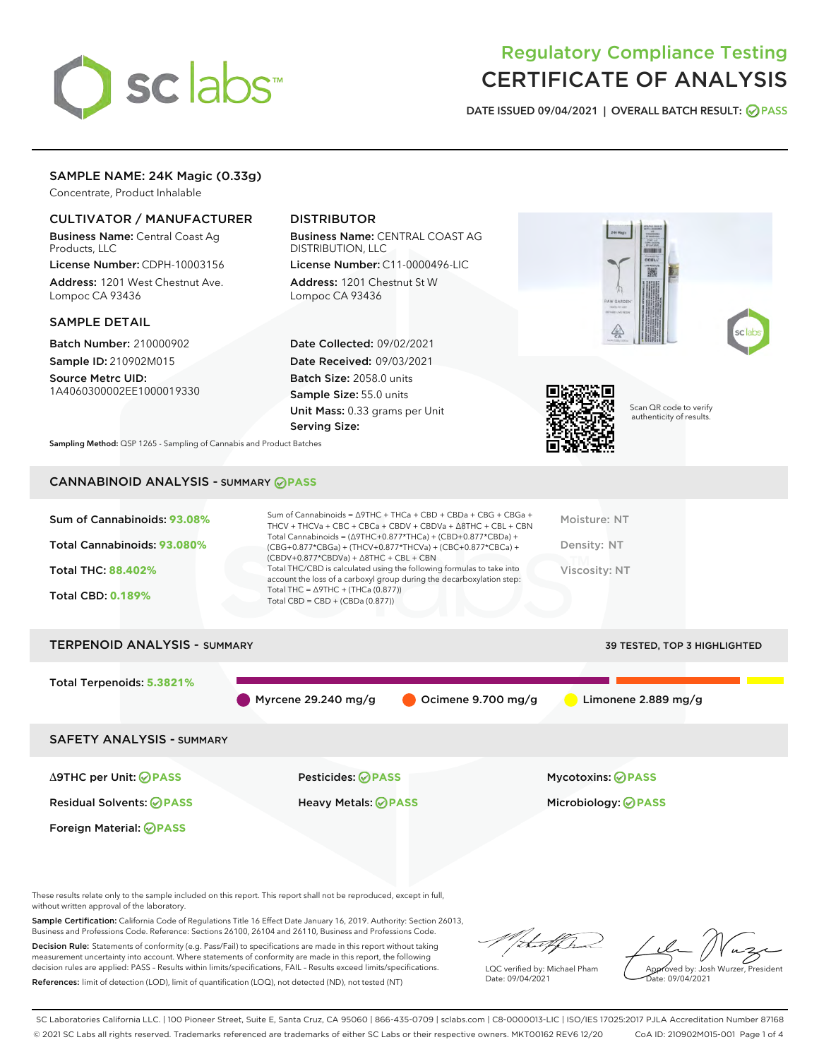# Regulatory Compliance Testing
# CERTIFICATE OF ANALYSIS

DATE ISSUED 09/04/2021 | OVERALL BATCH RESULT: PASS

## SAMPLE NAME: 24K Magic (0.33g)

Concentrate, Product Inhalable

### CULTIVATOR / MANUFACTURER

**Business Name:** Central Coast Ag Products, LLC
**License Number:** CDPH-10003156
**Address:** 1201 West Chestnut Ave. Lompoc CA 93436

### DISTRIBUTOR

**Business Name:** CENTRAL COAST AG DISTRIBUTION, LLC
**License Number:** C11-0000496-LIC
**Address:** 1201 Chestnut St W Lompoc CA 93436

### SAMPLE DETAIL

**Batch Number:** 210000902
**Sample ID:** 210902M015
**Source Metrc UID:** 1A4060300002EE1000019330

**Date Collected:** 09/02/2021
**Date Received:** 09/03/2021
**Batch Size:** 2058.0 units
**Sample Size:** 55.0 units
**Unit Mass:** 0.33 grams per Unit
**Serving Size:**

Scan QR code to verify authenticity of results.

**Sampling Method:** QSP 1265 - Sampling of Cannabis and Product Batches

## CANNABINOID ANALYSIS - SUMMARY PASS

**Sum of Cannabinoids:** 93.08%
**Total Cannabinoids:** 93.080%
**Total THC:** 88.402%
**Total CBD:** 0.189%

Sum of Cannabinoids = Δ9THC + THCa + CBD + CBDa + CBG + CBGa + THCV + THCVa + CBC + CBCa + CBDV + CBDVa + Δ8THC + CBL + CBN
Total Cannabinoids = (Δ9THC+0.877*THCa) + (CBD+0.877*CBDa) + (CBG+0.877*CBGa) + (THCV+0.877*THCVa) + (CBC+0.877*CBCa) + (CBDV+0.877*CBDVa) + Δ8THC + CBL + CBN
Total THC/CBD is calculated using the following formulas to take into account the loss of a carboxyl group during the decarboxylation step:
Total THC = Δ9THC + (THCa (0.877))
Total CBD = CBD + (CBDa (0.877))

Moisture: NT
Density: NT
Viscosity: NT

## TERPENOID ANALYSIS - SUMMARY

39 TESTED, TOP 3 HIGHLIGHTED

**Total Terpenoids:** 5.3821%

Myrcene 29.240 mg/g | Ocimene 9.700 mg/g | Limonene 2.889 mg/g

## SAFETY ANALYSIS - SUMMARY

Δ9THC per Unit: PASS
Pesticides: PASS
Mycotoxins: PASS
Residual Solvents: PASS
Heavy Metals: PASS
Microbiology: PASS
Foreign Material: PASS

These results relate only to the sample included on this report. This report shall not be reproduced, except in full, without written approval of the laboratory.

**Sample Certification:** California Code of Regulations Title 16 Effect Date January 16, 2019. Authority: Section 26013, Business and Professions Code. Reference: Sections 26100, 26104 and 26110, Business and Professions Code.

**Decision Rule:** Statements of conformity (e.g. Pass/Fail) to specifications are made in this report without taking measurement uncertainty into account. Where statements of conformity are made in this report, the following decision rules are applied: PASS – Results within limits/specifications, FAIL – Results exceed limits/specifications.

**References:** limit of detection (LOD), limit of quantification (LOQ), not detected (ND), not tested (NT)

LQC verified by: Michael Pham
Date: 09/04/2021

Approved by: Josh Wurzer, President
Date: 09/04/2021

SC Laboratories California LLC. | 100 Pioneer Street, Suite E, Santa Cruz, CA 95060 | 866-435-0709 | sclabs.com | C8-0000013-LIC | ISO/IES 17025:2017 PJLA Accreditation Number 87168
© 2021 SC Labs all rights reserved. Trademarks referenced are trademarks of either SC Labs or their respective owners. MKT00162 REV6 12/20 CoA ID: 210902M015-001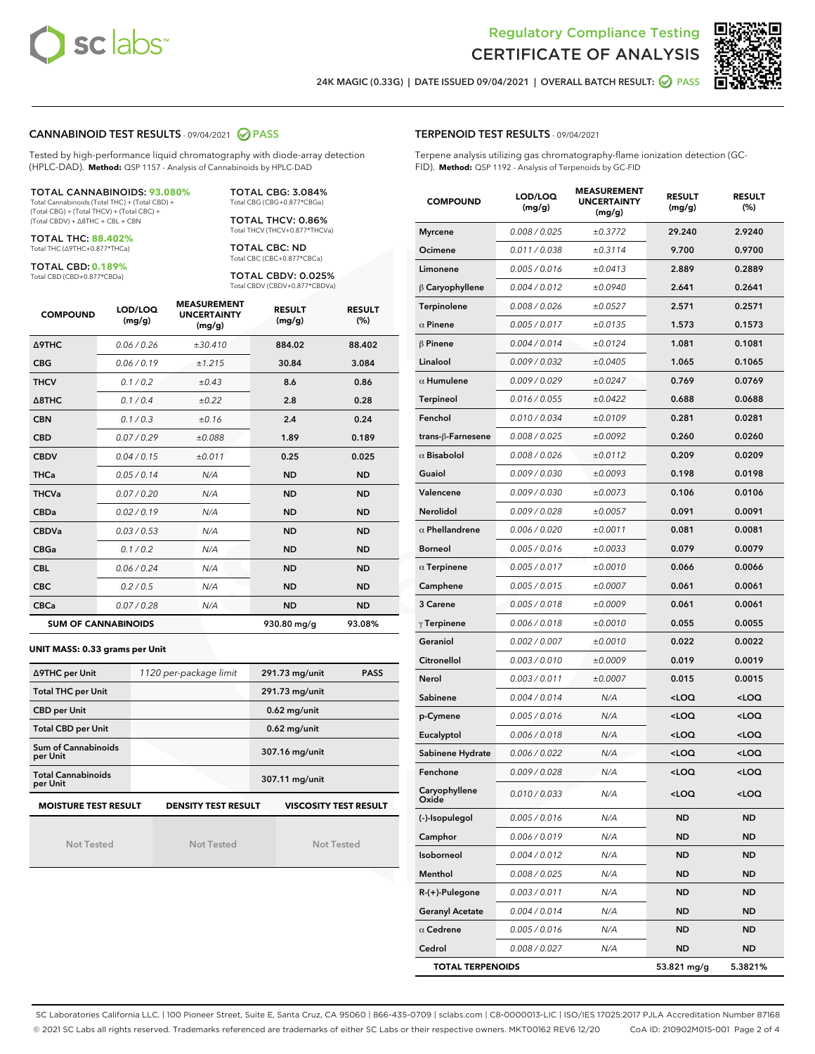Regulatory Compliance Testing
CERTIFICATE OF ANALYSIS

24K MAGIC (0.33G) | DATE ISSUED 09/04/2021 | OVERALL BATCH RESULT: PASS

## CANNABINOID TEST RESULTS - 09/04/2021 PASS

Tested by high-performance liquid chromatography with diode-array detection (HPLC-DAD). **Method:** QSP 1157 - Analysis of Cannabinoids by HPLC-DAD

**TOTAL CANNABINOIDS: 93.080%**
Total Cannabinoids (Total THC) + (Total CBD) + (Total CBG) + (Total THCV) + (Total CBC) + (Total CBDV) + Δ8THC + CBL + CBN

**TOTAL THC: 88.402%**
Total THC (Δ9THC+0.877*THCa)

**TOTAL CBD: 0.189%**
Total CBD (CBD+0.877*CBDa)

**TOTAL CBG: 3.084%**
Total CBG (CBG+0.877*CBGa)

**TOTAL THCV: 0.86%**
Total THCV (THCV+0.877*THCVa)

**TOTAL CBC: ND**
Total CBC (CBC+0.877*CBCa)

**TOTAL CBDV: 0.025%**
Total CBDV (CBDV+0.877*CBDVa)

| COMPOUND | LOD/LOQ (mg/g) | MEASUREMENT UNCERTAINTY (mg/g) | RESULT (mg/g) | RESULT (%) |
|---|---|---|---|---|
| Δ9THC | 0.06 / 0.26 | ±30.410 | 884.02 | 88.402 |
| CBG | 0.06 / 0.19 | ±1.215 | 30.84 | 3.084 |
| THCV | 0.1 / 0.2 | ±0.43 | 8.6 | 0.86 |
| Δ8THC | 0.1 / 0.4 | ±0.22 | 2.8 | 0.28 |
| CBN | 0.1 / 0.3 | ±0.16 | 2.4 | 0.24 |
| CBD | 0.07 / 0.29 | ±0.088 | 1.89 | 0.189 |
| CBDV | 0.04 / 0.15 | ±0.011 | 0.25 | 0.025 |
| THCa | 0.05 / 0.14 | N/A | ND | ND |
| THCVa | 0.07 / 0.20 | N/A | ND | ND |
| CBDa | 0.02 / 0.19 | N/A | ND | ND |
| CBDVa | 0.03 / 0.53 | N/A | ND | ND |
| CBGa | 0.1 / 0.2 | N/A | ND | ND |
| CBL | 0.06 / 0.24 | N/A | ND | ND |
| CBC | 0.2 / 0.5 | N/A | ND | ND |
| CBCa | 0.07 / 0.28 | N/A | ND | ND |
| **SUM OF CANNABINOIDS** | | | 930.80 mg/g | 93.08% |

**UNIT MASS: 0.33 grams per Unit**

| | | | |
|---|---|---|---|
| Δ9THC per Unit | 1120 per-package limit | 291.73 mg/unit | PASS |
| Total THC per Unit | | 291.73 mg/unit | |
| CBD per Unit | | 0.62 mg/unit | |
| Total CBD per Unit | | 0.62 mg/unit | |
| Sum of Cannabinoids per Unit | | 307.16 mg/unit | |
| Total Cannabinoids per Unit | | 307.11 mg/unit | |

| MOISTURE TEST RESULT | DENSITY TEST RESULT | VISCOSITY TEST RESULT |
|---|---|---|
| Not Tested | Not Tested | Not Tested |

## TERPENOID TEST RESULTS - 09/04/2021

Terpene analysis utilizing gas chromatography-flame ionization detection (GC-FID). **Method:** QSP 1192 - Analysis of Terpenoids by GC-FID

| COMPOUND | LOD/LOQ (mg/g) | MEASUREMENT UNCERTAINTY (mg/g) | RESULT (mg/g) | RESULT (%) |
|---|---|---|---|---|
| Myrcene | 0.008 / 0.025 | ±0.3772 | 29.240 | 2.9240 |
| Ocimene | 0.011 / 0.038 | ±0.3114 | 9.700 | 0.9700 |
| Limonene | 0.005 / 0.016 | ±0.0413 | 2.889 | 0.2889 |
| β Caryophyllene | 0.004 / 0.012 | ±0.0940 | 2.641 | 0.2641 |
| Terpinolene | 0.008 / 0.026 | ±0.0527 | 2.571 | 0.2571 |
| α Pinene | 0.005 / 0.017 | ±0.0135 | 1.573 | 0.1573 |
| β Pinene | 0.004 / 0.014 | ±0.0124 | 1.081 | 0.1081 |
| Linalool | 0.009 / 0.032 | ±0.0405 | 1.065 | 0.1065 |
| α Humulene | 0.009 / 0.029 | ±0.0247 | 0.769 | 0.0769 |
| Terpineol | 0.016 / 0.055 | ±0.0422 | 0.688 | 0.0688 |
| Fenchol | 0.010 / 0.034 | ±0.0109 | 0.281 | 0.0281 |
| trans-β-Farnesene | 0.008 / 0.025 | ±0.0092 | 0.260 | 0.0260 |
| α Bisabolol | 0.008 / 0.026 | ±0.0112 | 0.209 | 0.0209 |
| Guaiol | 0.009 / 0.030 | ±0.0093 | 0.198 | 0.0198 |
| Valencene | 0.009 / 0.030 | ±0.0073 | 0.106 | 0.0106 |
| Nerolidol | 0.009 / 0.028 | ±0.0057 | 0.091 | 0.0091 |
| α Phellandrene | 0.006 / 0.020 | ±0.0011 | 0.081 | 0.0081 |
| Borneol | 0.005 / 0.016 | ±0.0033 | 0.079 | 0.0079 |
| α Terpinene | 0.005 / 0.017 | ±0.0010 | 0.066 | 0.0066 |
| Camphene | 0.005 / 0.015 | ±0.0007 | 0.061 | 0.0061 |
| 3 Carene | 0.005 / 0.018 | ±0.0009 | 0.061 | 0.0061 |
| γ Terpinene | 0.006 / 0.018 | ±0.0010 | 0.055 | 0.0055 |
| Geraniol | 0.002 / 0.007 | ±0.0010 | 0.022 | 0.0022 |
| Citronellol | 0.003 / 0.010 | ±0.0009 | 0.019 | 0.0019 |
| Nerol | 0.003 / 0.011 | ±0.0007 | 0.015 | 0.0015 |
| Sabinene | 0.004 / 0.014 | N/A | <LOQ | <LOQ |
| p-Cymene | 0.005 / 0.016 | N/A | <LOQ | <LOQ |
| Eucalyptol | 0.006 / 0.018 | N/A | <LOQ | <LOQ |
| Sabinene Hydrate | 0.006 / 0.022 | N/A | <LOQ | <LOQ |
| Fenchone | 0.009 / 0.028 | N/A | <LOQ | <LOQ |
| Caryophyllene Oxide | 0.010 / 0.033 | N/A | <LOQ | <LOQ |
| (-)-Isopulegol | 0.005 / 0.016 | N/A | ND | ND |
| Camphor | 0.006 / 0.019 | N/A | ND | ND |
| Isoborneol | 0.004 / 0.012 | N/A | ND | ND |
| Menthol | 0.008 / 0.025 | N/A | ND | ND |
| R-(+)-Pulegone | 0.003 / 0.011 | N/A | ND | ND |
| Geranyl Acetate | 0.004 / 0.014 | N/A | ND | ND |
| α Cedrene | 0.005 / 0.016 | N/A | ND | ND |
| Cedrol | 0.008 / 0.027 | N/A | ND | ND |
| **TOTAL TERPENOIDS** | | | 53.821 mg/g | 5.3821% |

SC Laboratories California LLC. | 100 Pioneer Street, Suite E, Santa Cruz, CA 95060 | 866-435-0709 | sclabs.com | C8-0000013-LIC | ISO/IES 17025:2017 PJLA Accreditation Number 87168
© 2021 SC Labs all rights reserved. Trademarks referenced are trademarks of either SC Labs or their respective owners. MKT00162 REV6 12/20 CoA ID: 210902M015-001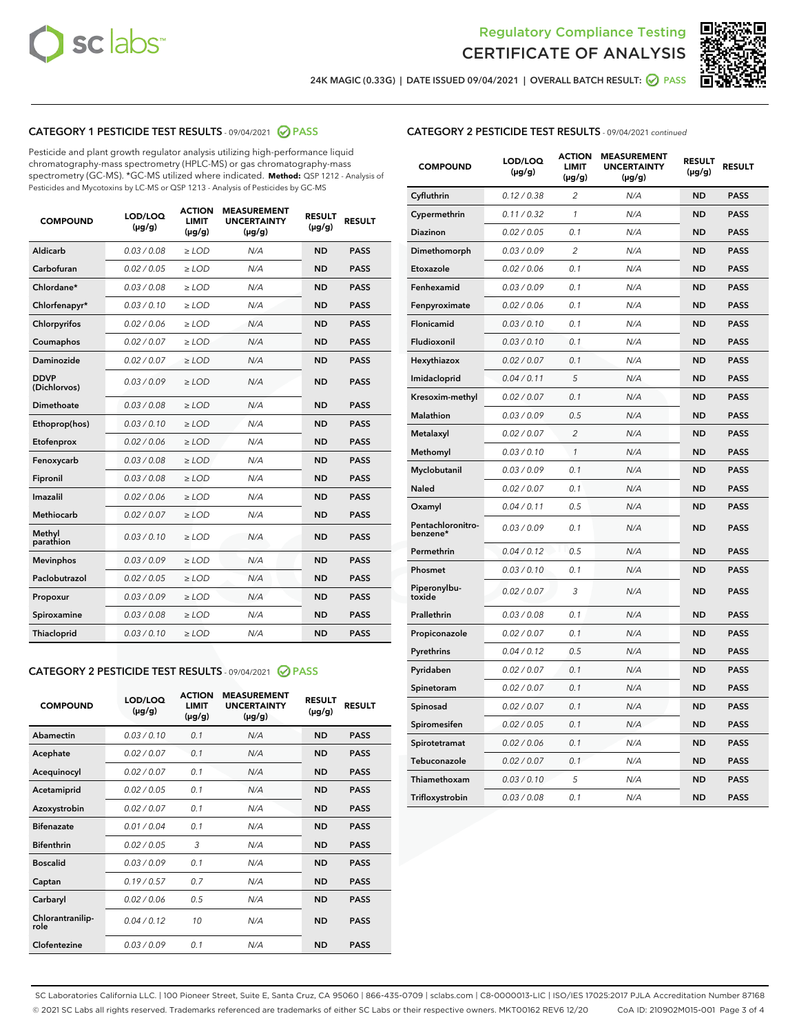# Regulatory Compliance Testing
# CERTIFICATE OF ANALYSIS

24K MAGIC (0.33G) | DATE ISSUED 09/04/2021 | OVERALL BATCH RESULT: PASS

## CATEGORY 1 PESTICIDE TEST RESULTS - 09/04/2021 PASS

Pesticide and plant growth regulator analysis utilizing high-performance liquid chromatography-mass spectrometry (HPLC-MS) or gas chromatography-mass spectrometry (GC-MS). *GC-MS utilized where indicated. **Method:** QSP 1212 - Analysis of Pesticides and Mycotoxins by LC-MS or QSP 1213 - Analysis of Pesticides by GC-MS

| COMPOUND | LOD/LOQ (µg/g) | ACTION LIMIT (µg/g) | MEASUREMENT UNCERTAINTY (µg/g) | RESULT (µg/g) | RESULT |
|---|---|---|---|---|---|
| Aldicarb | 0.03 / 0.08 | ≥ LOD | N/A | ND | PASS |
| Carbofuran | 0.02 / 0.05 | ≥ LOD | N/A | ND | PASS |
| Chlordane* | 0.03 / 0.08 | ≥ LOD | N/A | ND | PASS |
| Chlorfenapyr* | 0.03 / 0.10 | ≥ LOD | N/A | ND | PASS |
| Chlorpyrifos | 0.02 / 0.06 | ≥ LOD | N/A | ND | PASS |
| Coumaphos | 0.02 / 0.07 | ≥ LOD | N/A | ND | PASS |
| Daminozide | 0.02 / 0.07 | ≥ LOD | N/A | ND | PASS |
| DDVP (Dichlorvos) | 0.03 / 0.09 | ≥ LOD | N/A | ND | PASS |
| Dimethoate | 0.03 / 0.08 | ≥ LOD | N/A | ND | PASS |
| Ethoprop(hos) | 0.03 / 0.10 | ≥ LOD | N/A | ND | PASS |
| Etofenprox | 0.02 / 0.06 | ≥ LOD | N/A | ND | PASS |
| Fenoxycarb | 0.03 / 0.08 | ≥ LOD | N/A | ND | PASS |
| Fipronil | 0.03 / 0.08 | ≥ LOD | N/A | ND | PASS |
| Imazalil | 0.02 / 0.06 | ≥ LOD | N/A | ND | PASS |
| Methiocarb | 0.02 / 0.07 | ≥ LOD | N/A | ND | PASS |
| Methyl parathion | 0.03 / 0.10 | ≥ LOD | N/A | ND | PASS |
| Mevinphos | 0.03 / 0.09 | ≥ LOD | N/A | ND | PASS |
| Paclobutrazol | 0.02 / 0.05 | ≥ LOD | N/A | ND | PASS |
| Propoxur | 0.03 / 0.09 | ≥ LOD | N/A | ND | PASS |
| Spiroxamine | 0.03 / 0.08 | ≥ LOD | N/A | ND | PASS |
| Thiacloprid | 0.03 / 0.10 | ≥ LOD | N/A | ND | PASS |

## CATEGORY 2 PESTICIDE TEST RESULTS - 09/04/2021 PASS

| COMPOUND | LOD/LOQ (µg/g) | ACTION LIMIT (µg/g) | MEASUREMENT UNCERTAINTY (µg/g) | RESULT (µg/g) | RESULT |
|---|---|---|---|---|---|
| Abamectin | 0.03 / 0.10 | 0.1 | N/A | ND | PASS |
| Acephate | 0.02 / 0.07 | 0.1 | N/A | ND | PASS |
| Acequinocyl | 0.02 / 0.07 | 0.1 | N/A | ND | PASS |
| Acetamiprid | 0.02 / 0.05 | 0.1 | N/A | ND | PASS |
| Azoxystrobin | 0.02 / 0.07 | 0.1 | N/A | ND | PASS |
| Bifenazate | 0.01 / 0.04 | 0.1 | N/A | ND | PASS |
| Bifenthrin | 0.02 / 0.05 | 3 | N/A | ND | PASS |
| Boscalid | 0.03 / 0.09 | 0.1 | N/A | ND | PASS |
| Captan | 0.19 / 0.57 | 0.7 | N/A | ND | PASS |
| Carbaryl | 0.02 / 0.06 | 0.5 | N/A | ND | PASS |
| Chlorantraniliprole | 0.04 / 0.12 | 10 | N/A | ND | PASS |
| Clofentezine | 0.03 / 0.09 | 0.1 | N/A | ND | PASS |
| Cyfluthrin | 0.12 / 0.38 | 2 | N/A | ND | PASS |
| Cypermethrin | 0.11 / 0.32 | 1 | N/A | ND | PASS |
| Diazinon | 0.02 / 0.05 | 0.1 | N/A | ND | PASS |
| Dimethomorph | 0.03 / 0.09 | 2 | N/A | ND | PASS |
| Etoxazole | 0.02 / 0.06 | 0.1 | N/A | ND | PASS |
| Fenhexamid | 0.03 / 0.09 | 0.1 | N/A | ND | PASS |
| Fenpyroximate | 0.02 / 0.06 | 0.1 | N/A | ND | PASS |
| Flonicamid | 0.03 / 0.10 | 0.1 | N/A | ND | PASS |
| Fludioxonil | 0.03 / 0.10 | 0.1 | N/A | ND | PASS |
| Hexythiazox | 0.02 / 0.07 | 0.1 | N/A | ND | PASS |
| Imidacloprid | 0.04 / 0.11 | 5 | N/A | ND | PASS |
| Kresoxim-methyl | 0.02 / 0.07 | 0.1 | N/A | ND | PASS |
| Malathion | 0.03 / 0.09 | 0.5 | N/A | ND | PASS |
| Metalaxyl | 0.02 / 0.07 | 2 | N/A | ND | PASS |
| Methomyl | 0.03 / 0.10 | 1 | N/A | ND | PASS |
| Myclobutanil | 0.03 / 0.09 | 0.1 | N/A | ND | PASS |
| Naled | 0.02 / 0.07 | 0.1 | N/A | ND | PASS |
| Oxamyl | 0.04 / 0.11 | 0.5 | N/A | ND | PASS |
| Pentachloronitrobenzene* | 0.03 / 0.09 | 0.1 | N/A | ND | PASS |
| Permethrin | 0.04 / 0.12 | 0.5 | N/A | ND | PASS |
| Phosmet | 0.03 / 0.10 | 0.1 | N/A | ND | PASS |
| Piperonylbutoxide | 0.02 / 0.07 | 3 | N/A | ND | PASS |
| Prallethrin | 0.03 / 0.08 | 0.1 | N/A | ND | PASS |
| Propiconazole | 0.02 / 0.07 | 0.1 | N/A | ND | PASS |
| Pyrethrins | 0.04 / 0.12 | 0.5 | N/A | ND | PASS |
| Pyridaben | 0.02 / 0.07 | 0.1 | N/A | ND | PASS |
| Spinetoram | 0.02 / 0.07 | 0.1 | N/A | ND | PASS |
| Spinosad | 0.02 / 0.07 | 0.1 | N/A | ND | PASS |
| Spiromesifen | 0.02 / 0.05 | 0.1 | N/A | ND | PASS |
| Spirotetramat | 0.02 / 0.06 | 0.1 | N/A | ND | PASS |
| Tebuconazole | 0.02 / 0.07 | 0.1 | N/A | ND | PASS |
| Thiamethoxam | 0.03 / 0.10 | 5 | N/A | ND | PASS |
| Trifloxystrobin | 0.03 / 0.08 | 0.1 | N/A | ND | PASS |

SC Laboratories California LLC. | 100 Pioneer Street, Suite E, Santa Cruz, CA 95060 | 866-435-0709 | sclabs.com | C8-0000013-LIC | ISO/IES 17025:2017 PJLA Accreditation Number 87168
© 2021 SC Labs all rights reserved. Trademarks referenced are trademarks of either SC Labs or their respective owners. MKT00162 REV6 12/20 CoA ID: 210902M015-001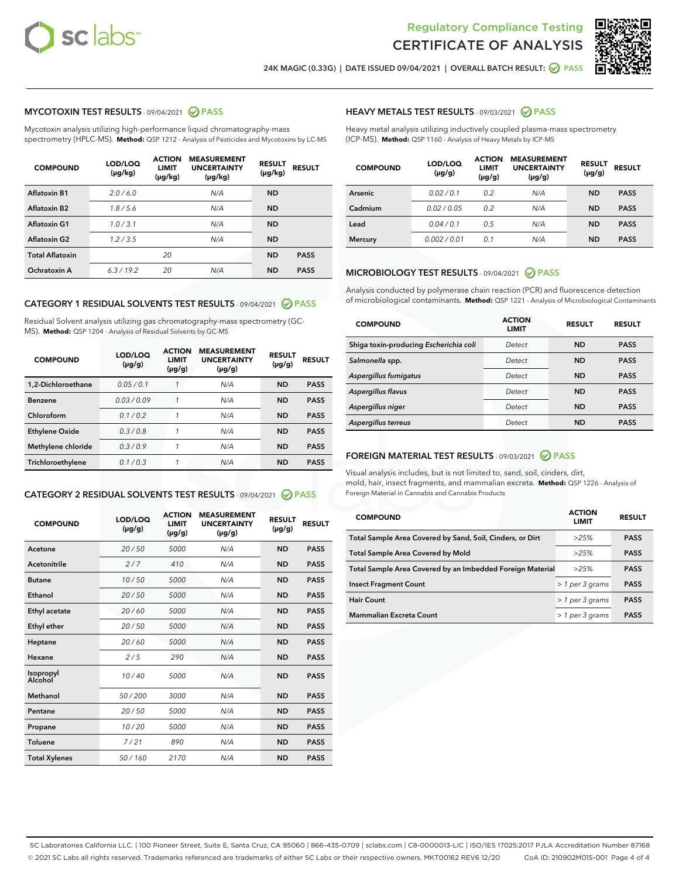Regulatory Compliance Testing
# CERTIFICATE OF ANALYSIS

24K MAGIC (0.33G) | DATE ISSUED 09/04/2021 | OVERALL BATCH RESULT: PASS

## MYCOTOXIN TEST RESULTS - 09/04/2021 PASS

Mycotoxin analysis utilizing high-performance liquid chromatography-mass spectrometry (HPLC-MS). **Method:** QSP 1212 - Analysis of Pesticides and Mycotoxins by LC-MS

| COMPOUND | LOD/LOQ (µg/kg) | ACTION LIMIT (µg/kg) | MEASUREMENT UNCERTAINTY (µg/kg) | RESULT (µg/kg) | RESULT |
|---|---|---|---|---|---|
| Aflatoxin B1 | 2.0 / 6.0 | | N/A | ND | |
| Aflatoxin B2 | 1.8 / 5.6 | | N/A | ND | |
| Aflatoxin G1 | 1.0 / 3.1 | | N/A | ND | |
| Aflatoxin G2 | 1.2 / 3.5 | | N/A | ND | |
| Total Aflatoxin | | 20 | | ND | PASS |
| Ochratoxin A | 6.3 / 19.2 | 20 | N/A | ND | PASS |

## CATEGORY 1 RESIDUAL SOLVENTS TEST RESULTS - 09/04/2021 PASS

Residual Solvent analysis utilizing gas chromatography-mass spectrometry (GC-MS). **Method:** QSP 1204 - Analysis of Residual Solvents by GC-MS

| COMPOUND | LOD/LOQ (µg/g) | ACTION LIMIT (µg/g) | MEASUREMENT UNCERTAINTY (µg/g) | RESULT (µg/g) | RESULT |
|---|---|---|---|---|---|
| 1,2-Dichloroethane | 0.05 / 0.1 | 1 | N/A | ND | PASS |
| Benzene | 0.03 / 0.09 | 1 | N/A | ND | PASS |
| Chloroform | 0.1 / 0.2 | 1 | N/A | ND | PASS |
| Ethylene Oxide | 0.3 / 0.8 | 1 | N/A | ND | PASS |
| Methylene chloride | 0.3 / 0.9 | 1 | N/A | ND | PASS |
| Trichloroethylene | 0.1 / 0.3 | 1 | N/A | ND | PASS |

## CATEGORY 2 RESIDUAL SOLVENTS TEST RESULTS - 09/04/2021 PASS

| COMPOUND | LOD/LOQ (µg/g) | ACTION LIMIT (µg/g) | MEASUREMENT UNCERTAINTY (µg/g) | RESULT (µg/g) | RESULT |
|---|---|---|---|---|---|
| Acetone | 20 / 50 | 5000 | N/A | ND | PASS |
| Acetonitrile | 2 / 7 | 410 | N/A | ND | PASS |
| Butane | 10 / 50 | 5000 | N/A | ND | PASS |
| Ethanol | 20 / 50 | 5000 | N/A | ND | PASS |
| Ethyl acetate | 20 / 60 | 5000 | N/A | ND | PASS |
| Ethyl ether | 20 / 50 | 5000 | N/A | ND | PASS |
| Heptane | 20 / 60 | 5000 | N/A | ND | PASS |
| Hexane | 2 / 5 | 290 | N/A | ND | PASS |
| Isopropyl Alcohol | 10 / 40 | 5000 | N/A | ND | PASS |
| Methanol | 50 / 200 | 3000 | N/A | ND | PASS |
| Pentane | 20 / 50 | 5000 | N/A | ND | PASS |
| Propane | 10 / 20 | 5000 | N/A | ND | PASS |
| Toluene | 7 / 21 | 890 | N/A | ND | PASS |
| Total Xylenes | 50 / 160 | 2170 | N/A | ND | PASS |

## HEAVY METALS TEST RESULTS - 09/03/2021 PASS

Heavy metal analysis utilizing inductively coupled plasma-mass spectrometry (ICP-MS). **Method:** QSP 1160 - Analysis of Heavy Metals by ICP-MS

| COMPOUND | LOD/LOQ (µg/g) | ACTION LIMIT (µg/g) | MEASUREMENT UNCERTAINTY (µg/g) | RESULT (µg/g) | RESULT |
|---|---|---|---|---|---|
| Arsenic | 0.02 / 0.1 | 0.2 | N/A | ND | PASS |
| Cadmium | 0.02 / 0.05 | 0.2 | N/A | ND | PASS |
| Lead | 0.04 / 0.1 | 0.5 | N/A | ND | PASS |
| Mercury | 0.002 / 0.01 | 0.1 | N/A | ND | PASS |

## MICROBIOLOGY TEST RESULTS - 09/04/2021 PASS

Analysis conducted by polymerase chain reaction (PCR) and fluorescence detection of microbiological contaminants. **Method:** QSP 1221 - Analysis of Microbiological Contaminants

| COMPOUND | ACTION LIMIT | RESULT | RESULT |
|---|---|---|---|
| Shiga toxin-producing *Escherichia coli* | Detect | ND | PASS |
| *Salmonella* spp. | Detect | ND | PASS |
| *Aspergillus fumigatus* | Detect | ND | PASS |
| *Aspergillus flavus* | Detect | ND | PASS |
| *Aspergillus niger* | Detect | ND | PASS |
| *Aspergillus terreus* | Detect | ND | PASS |

## FOREIGN MATERIAL TEST RESULTS - 09/03/2021 PASS

Visual analysis includes, but is not limited to, sand, soil, cinders, dirt, mold, hair, insect fragments, and mammalian excreta. **Method:** QSP 1226 - Analysis of Foreign Material in Cannabis and Cannabis Products

| COMPOUND | ACTION LIMIT | RESULT |
|---|---|---|
| Total Sample Area Covered by Sand, Soil, Cinders, or Dirt | >25% | PASS |
| Total Sample Area Covered by Mold | >25% | PASS |
| Total Sample Area Covered by an Imbedded Foreign Material | >25% | PASS |
| Insect Fragment Count | > 1 per 3 grams | PASS |
| Hair Count | > 1 per 3 grams | PASS |
| Mammalian Excreta Count | > 1 per 3 grams | PASS |

SC Laboratories California LLC. | 100 Pioneer Street, Suite E, Santa Cruz, CA 95060 | 866-435-0709 | sclabs.com | C8-0000013-LIC | ISO/IES 17025:2017 PJLA Accreditation Number 87168
© 2021 SC Labs all rights reserved. Trademarks referenced are trademarks of either SC Labs or their respective owners. MKT00162 REV6 12/20 CoA ID: 210902M015-001